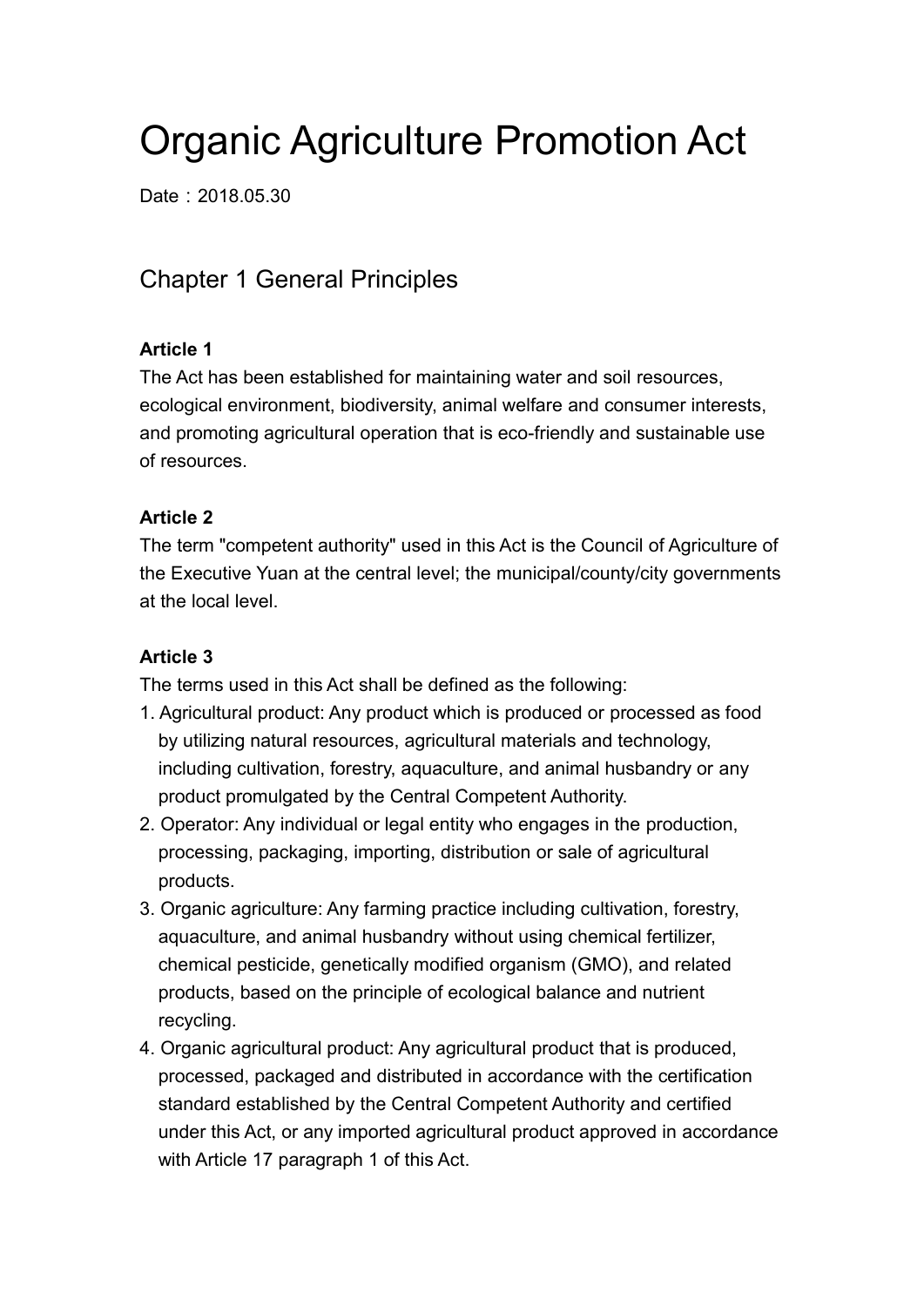# Organic Agriculture Promotion Act

Date：2018.05.30

## Chapter 1 General Principles

**Article 1**

The Act has been established for maintaining water and soil resources, ecological environment, biodiversity, animal welfare and consumer interests, and promoting agricultural operation that is eco-friendly and sustainable use of resources.

**Article 2**

The term "competent authority" used in this Act is the Council of Agriculture of the Executive Yuan at the central level; the municipal/county/city governments at the local level.

**Article 3**

The terms used in this Act shall be defined as the following:

1. Agricultural product: Any product which is produced or processed as food by utilizing natural resources, agricultural materials and technology, including cultivation, forestry, aquaculture, and animal husbandry or any product promulgated by the Central Competent Authority.
2. Operator: Any individual or legal entity who engages in the production, processing, packaging, importing, distribution or sale of agricultural products.
3. Organic agriculture: Any farming practice including cultivation, forestry, aquaculture, and animal husbandry without using chemical fertilizer, chemical pesticide, genetically modified organism (GMO), and related products, based on the principle of ecological balance and nutrient recycling.
4. Organic agricultural product: Any agricultural product that is produced, processed, packaged and distributed in accordance with the certification standard established by the Central Competent Authority and certified under this Act, or any imported agricultural product approved in accordance with Article 17 paragraph 1 of this Act.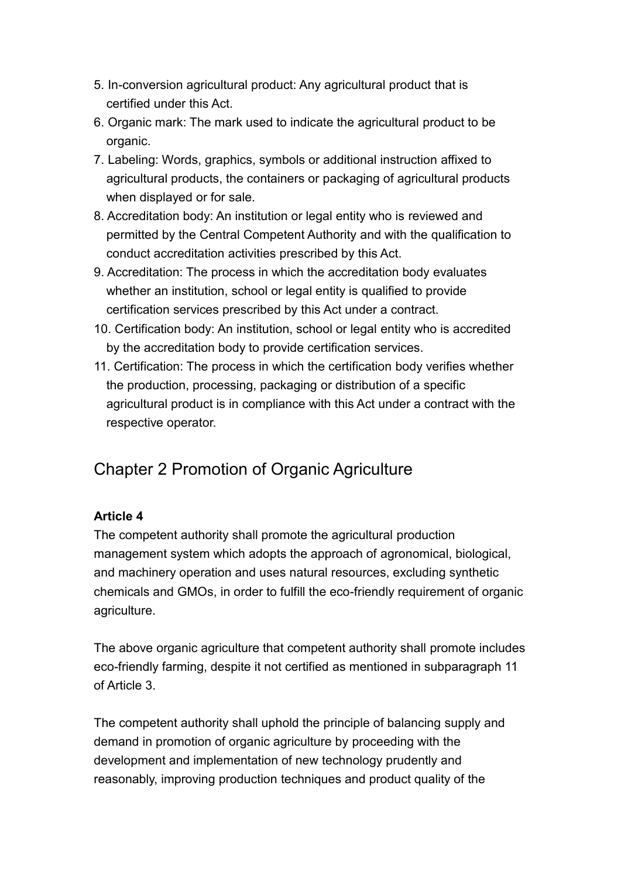5. In-conversion agricultural product: Any agricultural product that is certified under this Act.
6. Organic mark: The mark used to indicate the agricultural product to be organic.
7. Labeling: Words, graphics, symbols or additional instruction affixed to agricultural products, the containers or packaging of agricultural products when displayed or for sale.
8. Accreditation body: An institution or legal entity who is reviewed and permitted by the Central Competent Authority and with the qualification to conduct accreditation activities prescribed by this Act.
9. Accreditation: The process in which the accreditation body evaluates whether an institution, school or legal entity is qualified to provide certification services prescribed by this Act under a contract.
10. Certification body: An institution, school or legal entity who is accredited by the accreditation body to provide certification services.
11. Certification: The process in which the certification body verifies whether the production, processing, packaging or distribution of a specific agricultural product is in compliance with this Act under a contract with the respective operator.

## Chapter 2 Promotion of Organic Agriculture

**Article 4**

The competent authority shall promote the agricultural production management system which adopts the approach of agronomical, biological, and machinery operation and uses natural resources, excluding synthetic chemicals and GMOs, in order to fulfill the eco-friendly requirement of organic agriculture.

The above organic agriculture that competent authority shall promote includes eco-friendly farming, despite it not certified as mentioned in subparagraph 11 of Article 3.

The competent authority shall uphold the principle of balancing supply and demand in promotion of organic agriculture by proceeding with the development and implementation of new technology prudently and reasonably, improving production techniques and product quality of the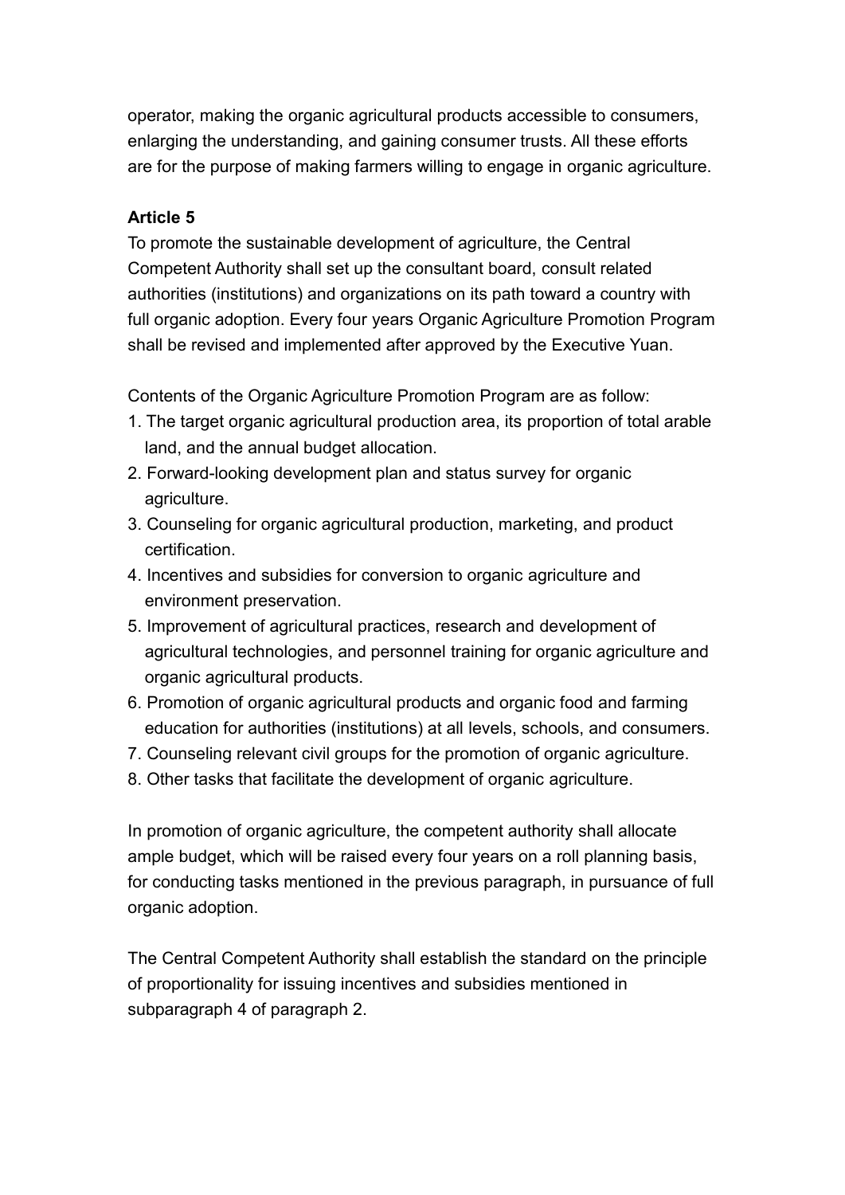operator, making the organic agricultural products accessible to consumers, enlarging the understanding, and gaining consumer trusts. All these efforts are for the purpose of making farmers willing to engage in organic agriculture.

**Article 5**

To promote the sustainable development of agriculture, the Central Competent Authority shall set up the consultant board, consult related authorities (institutions) and organizations on its path toward a country with full organic adoption. Every four years Organic Agriculture Promotion Program shall be revised and implemented after approved by the Executive Yuan.

Contents of the Organic Agriculture Promotion Program are as follow:

1. The target organic agricultural production area, its proportion of total arable land, and the annual budget allocation.
2. Forward-looking development plan and status survey for organic agriculture.
3. Counseling for organic agricultural production, marketing, and product certification.
4. Incentives and subsidies for conversion to organic agriculture and environment preservation.
5. Improvement of agricultural practices, research and development of agricultural technologies, and personnel training for organic agriculture and organic agricultural products.
6. Promotion of organic agricultural products and organic food and farming education for authorities (institutions) at all levels, schools, and consumers.
7. Counseling relevant civil groups for the promotion of organic agriculture.
8. Other tasks that facilitate the development of organic agriculture.

In promotion of organic agriculture, the competent authority shall allocate ample budget, which will be raised every four years on a roll planning basis, for conducting tasks mentioned in the previous paragraph, in pursuance of full organic adoption.

The Central Competent Authority shall establish the standard on the principle of proportionality for issuing incentives and subsidies mentioned in subparagraph 4 of paragraph 2.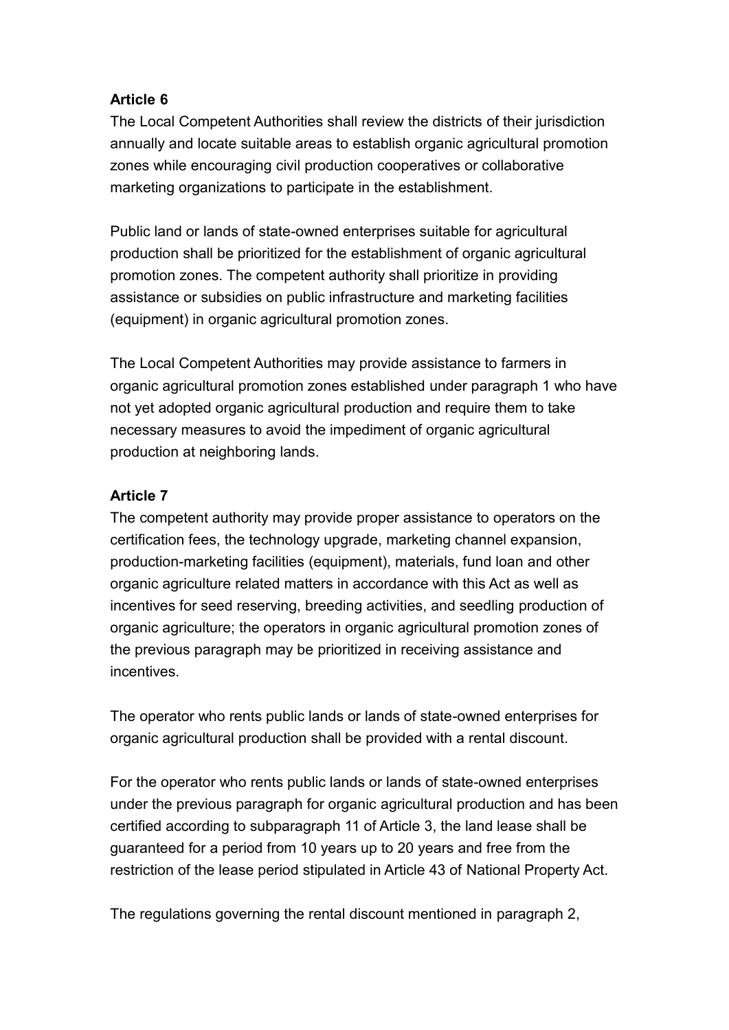**Article 6**

The Local Competent Authorities shall review the districts of their jurisdiction annually and locate suitable areas to establish organic agricultural promotion zones while encouraging civil production cooperatives or collaborative marketing organizations to participate in the establishment.

Public land or lands of state-owned enterprises suitable for agricultural production shall be prioritized for the establishment of organic agricultural promotion zones. The competent authority shall prioritize in providing assistance or subsidies on public infrastructure and marketing facilities (equipment) in organic agricultural promotion zones.

The Local Competent Authorities may provide assistance to farmers in organic agricultural promotion zones established under paragraph 1 who have not yet adopted organic agricultural production and require them to take necessary measures to avoid the impediment of organic agricultural production at neighboring lands.

**Article 7**

The competent authority may provide proper assistance to operators on the certification fees, the technology upgrade, marketing channel expansion, production-marketing facilities (equipment), materials, fund loan and other organic agriculture related matters in accordance with this Act as well as incentives for seed reserving, breeding activities, and seedling production of organic agriculture; the operators in organic agricultural promotion zones of the previous paragraph may be prioritized in receiving assistance and incentives.

The operator who rents public lands or lands of state-owned enterprises for organic agricultural production shall be provided with a rental discount.

For the operator who rents public lands or lands of state-owned enterprises under the previous paragraph for organic agricultural production and has been certified according to subparagraph 11 of Article 3, the land lease shall be guaranteed for a period from 10 years up to 20 years and free from the restriction of the lease period stipulated in Article 43 of National Property Act.

The regulations governing the rental discount mentioned in paragraph 2,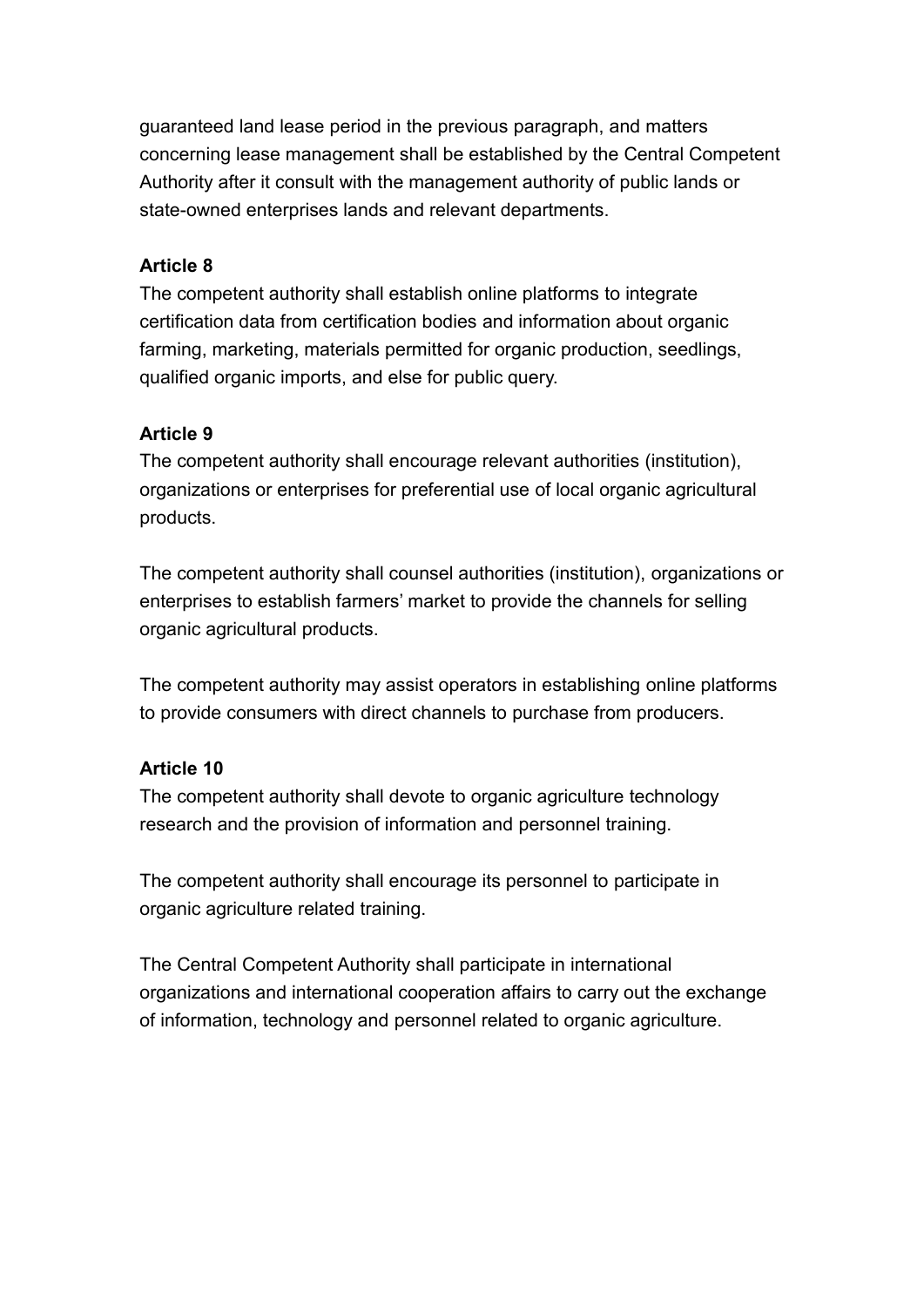guaranteed land lease period in the previous paragraph, and matters concerning lease management shall be established by the Central Competent Authority after it consult with the management authority of public lands or state-owned enterprises lands and relevant departments.

**Article 8**

The competent authority shall establish online platforms to integrate certification data from certification bodies and information about organic farming, marketing, materials permitted for organic production, seedlings, qualified organic imports, and else for public query.

**Article 9**

The competent authority shall encourage relevant authorities (institution), organizations or enterprises for preferential use of local organic agricultural products.

The competent authority shall counsel authorities (institution), organizations or enterprises to establish farmers' market to provide the channels for selling organic agricultural products.

The competent authority may assist operators in establishing online platforms to provide consumers with direct channels to purchase from producers.

**Article 10**

The competent authority shall devote to organic agriculture technology research and the provision of information and personnel training.

The competent authority shall encourage its personnel to participate in organic agriculture related training.

The Central Competent Authority shall participate in international organizations and international cooperation affairs to carry out the exchange of information, technology and personnel related to organic agriculture.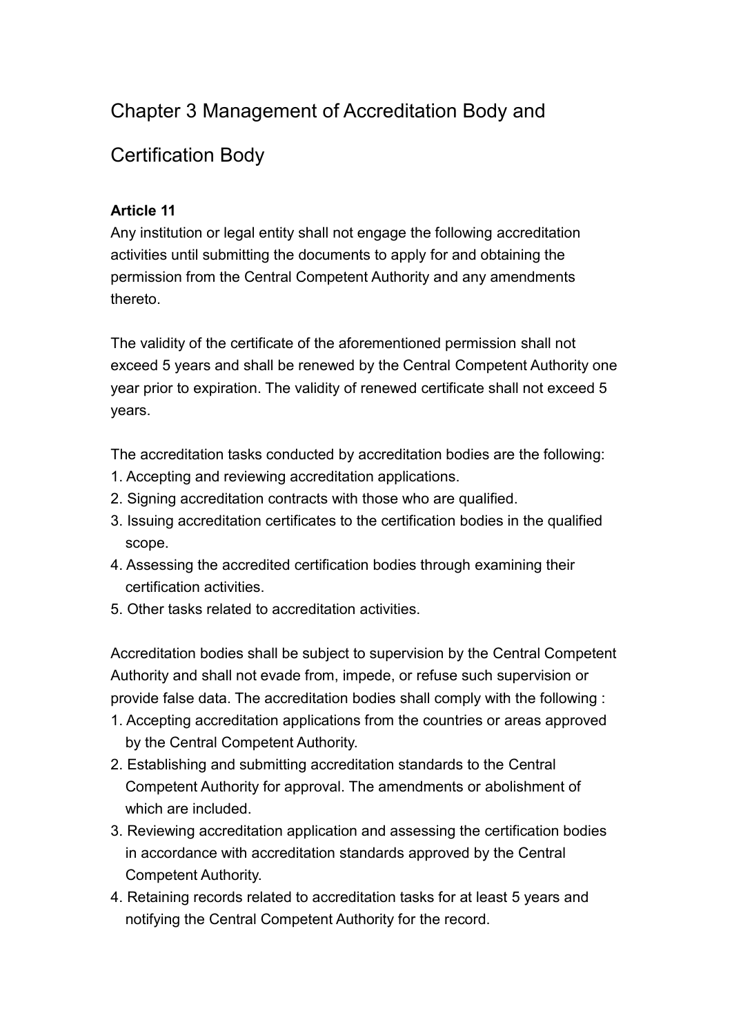## Chapter 3 Management of Accreditation Body and Certification Body

**Article 11**

Any institution or legal entity shall not engage the following accreditation activities until submitting the documents to apply for and obtaining the permission from the Central Competent Authority and any amendments thereto.

The validity of the certificate of the aforementioned permission shall not exceed 5 years and shall be renewed by the Central Competent Authority one year prior to expiration. The validity of renewed certificate shall not exceed 5 years.

The accreditation tasks conducted by accreditation bodies are the following:

1. Accepting and reviewing accreditation applications.
2. Signing accreditation contracts with those who are qualified.
3. Issuing accreditation certificates to the certification bodies in the qualified scope.
4. Assessing the accredited certification bodies through examining their certification activities.
5. Other tasks related to accreditation activities.

Accreditation bodies shall be subject to supervision by the Central Competent Authority and shall not evade from, impede, or refuse such supervision or provide false data. The accreditation bodies shall comply with the following :

1. Accepting accreditation applications from the countries or areas approved by the Central Competent Authority.
2. Establishing and submitting accreditation standards to the Central Competent Authority for approval. The amendments or abolishment of which are included.
3. Reviewing accreditation application and assessing the certification bodies in accordance with accreditation standards approved by the Central Competent Authority.
4. Retaining records related to accreditation tasks for at least 5 years and notifying the Central Competent Authority for the record.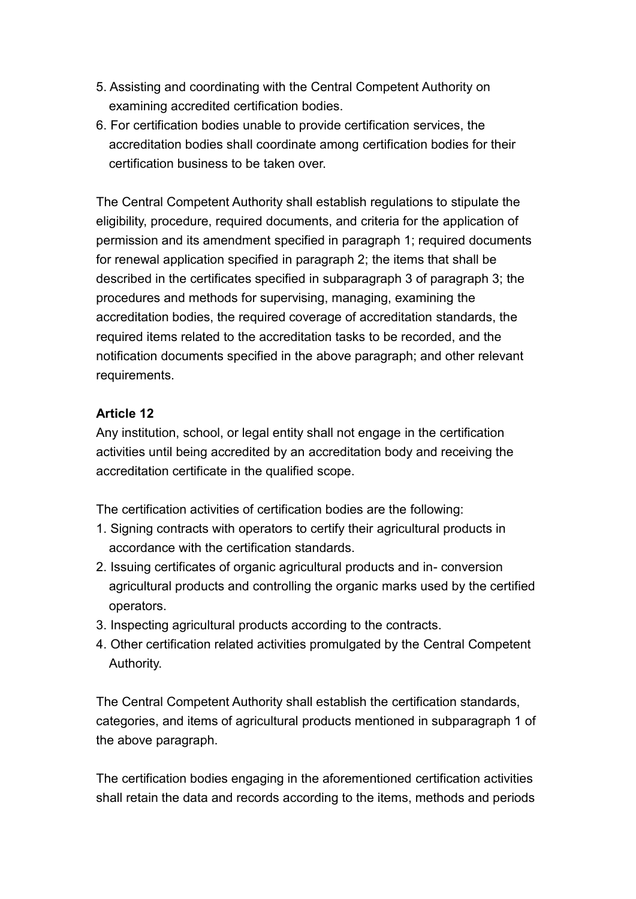5. Assisting and coordinating with the Central Competent Authority on examining accredited certification bodies.
6. For certification bodies unable to provide certification services, the accreditation bodies shall coordinate among certification bodies for their certification business to be taken over.

The Central Competent Authority shall establish regulations to stipulate the eligibility, procedure, required documents, and criteria for the application of permission and its amendment specified in paragraph 1; required documents for renewal application specified in paragraph 2; the items that shall be described in the certificates specified in subparagraph 3 of paragraph 3; the procedures and methods for supervising, managing, examining the accreditation bodies, the required coverage of accreditation standards, the required items related to the accreditation tasks to be recorded, and the notification documents specified in the above paragraph; and other relevant requirements.

**Article 12**

Any institution, school, or legal entity shall not engage in the certification activities until being accredited by an accreditation body and receiving the accreditation certificate in the qualified scope.

The certification activities of certification bodies are the following:

1. Signing contracts with operators to certify their agricultural products in accordance with the certification standards.
2. Issuing certificates of organic agricultural products and in- conversion agricultural products and controlling the organic marks used by the certified operators.
3. Inspecting agricultural products according to the contracts.
4. Other certification related activities promulgated by the Central Competent Authority.

The Central Competent Authority shall establish the certification standards, categories, and items of agricultural products mentioned in subparagraph 1 of the above paragraph.

The certification bodies engaging in the aforementioned certification activities shall retain the data and records according to the items, methods and periods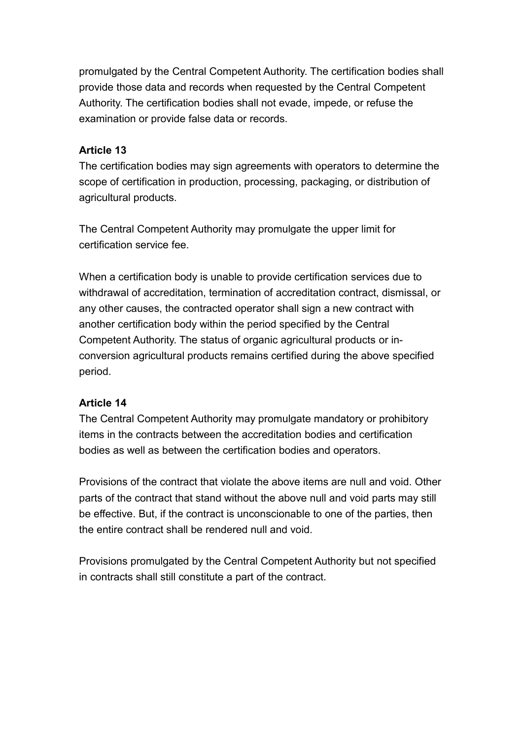promulgated by the Central Competent Authority. The certification bodies shall provide those data and records when requested by the Central Competent Authority. The certification bodies shall not evade, impede, or refuse the examination or provide false data or records.

**Article 13**

The certification bodies may sign agreements with operators to determine the scope of certification in production, processing, packaging, or distribution of agricultural products.

The Central Competent Authority may promulgate the upper limit for certification service fee.

When a certification body is unable to provide certification services due to withdrawal of accreditation, termination of accreditation contract, dismissal, or any other causes, the contracted operator shall sign a new contract with another certification body within the period specified by the Central Competent Authority. The status of organic agricultural products or in-conversion agricultural products remains certified during the above specified period.

**Article 14**

The Central Competent Authority may promulgate mandatory or prohibitory items in the contracts between the accreditation bodies and certification bodies as well as between the certification bodies and operators.

Provisions of the contract that violate the above items are null and void. Other parts of the contract that stand without the above null and void parts may still be effective. But, if the contract is unconscionable to one of the parties, then the entire contract shall be rendered null and void.

Provisions promulgated by the Central Competent Authority but not specified in contracts shall still constitute a part of the contract.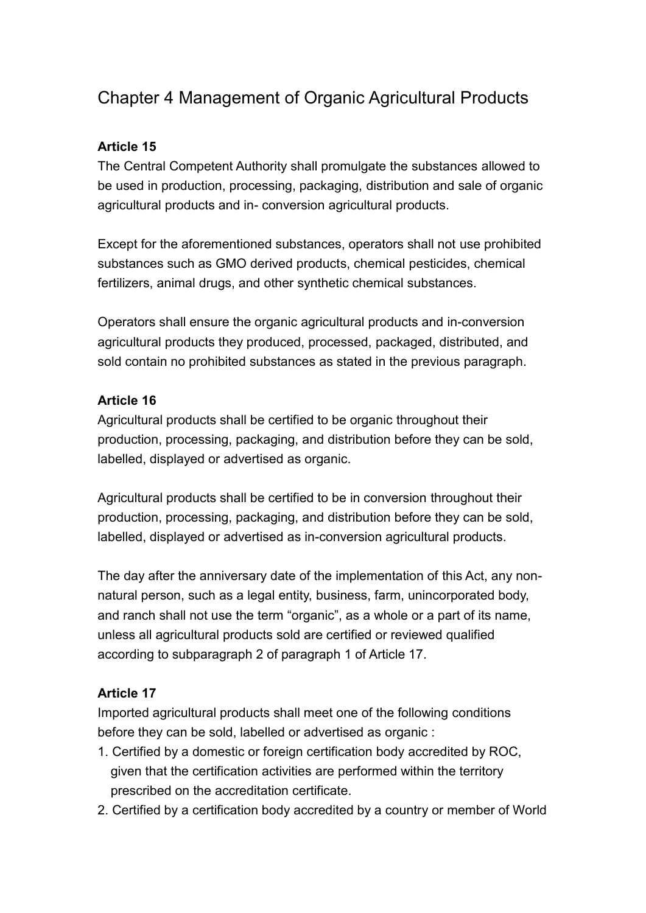## Chapter 4 Management of Organic Agricultural Products

**Article 15**

The Central Competent Authority shall promulgate the substances allowed to be used in production, processing, packaging, distribution and sale of organic agricultural products and in- conversion agricultural products.

Except for the aforementioned substances, operators shall not use prohibited substances such as GMO derived products, chemical pesticides, chemical fertilizers, animal drugs, and other synthetic chemical substances.

Operators shall ensure the organic agricultural products and in-conversion agricultural products they produced, processed, packaged, distributed, and sold contain no prohibited substances as stated in the previous paragraph.

**Article 16**

Agricultural products shall be certified to be organic throughout their production, processing, packaging, and distribution before they can be sold, labelled, displayed or advertised as organic.

Agricultural products shall be certified to be in conversion throughout their production, processing, packaging, and distribution before they can be sold, labelled, displayed or advertised as in-conversion agricultural products.

The day after the anniversary date of the implementation of this Act, any non-natural person, such as a legal entity, business, farm, unincorporated body, and ranch shall not use the term "organic", as a whole or a part of its name, unless all agricultural products sold are certified or reviewed qualified according to subparagraph 2 of paragraph 1 of Article 17.

**Article 17**

Imported agricultural products shall meet one of the following conditions before they can be sold, labelled or advertised as organic :

1. Certified by a domestic or foreign certification body accredited by ROC, given that the certification activities are performed within the territory prescribed on the accreditation certificate.
2. Certified by a certification body accredited by a country or member of World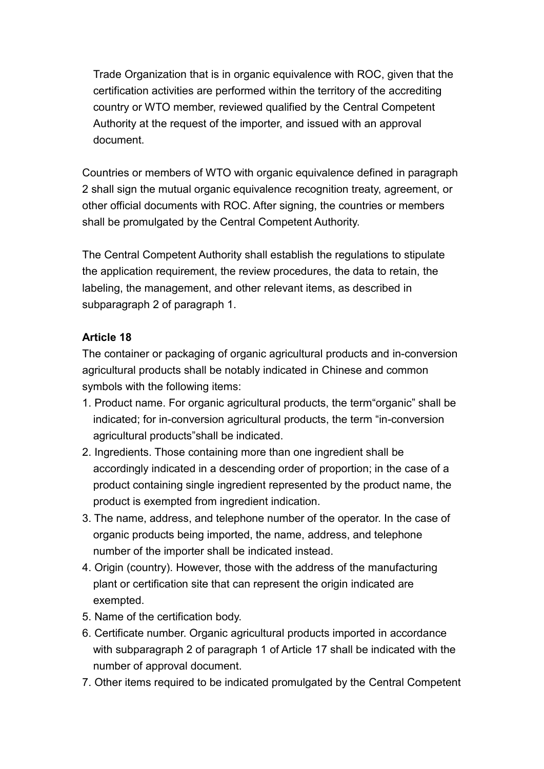Trade Organization that is in organic equivalence with ROC, given that the certification activities are performed within the territory of the accrediting country or WTO member, reviewed qualified by the Central Competent Authority at the request of the importer, and issued with an approval document.

Countries or members of WTO with organic equivalence defined in paragraph 2 shall sign the mutual organic equivalence recognition treaty, agreement, or other official documents with ROC. After signing, the countries or members shall be promulgated by the Central Competent Authority.

The Central Competent Authority shall establish the regulations to stipulate the application requirement, the review procedures, the data to retain, the labeling, the management, and other relevant items, as described in subparagraph 2 of paragraph 1.

**Article 18**

The container or packaging of organic agricultural products and in-conversion agricultural products shall be notably indicated in Chinese and common symbols with the following items:

1. Product name. For organic agricultural products, the term“organic” shall be indicated; for in-conversion agricultural products, the term “in-conversion agricultural products”shall be indicated.
2. Ingredients. Those containing more than one ingredient shall be accordingly indicated in a descending order of proportion; in the case of a product containing single ingredient represented by the product name, the product is exempted from ingredient indication.
3. The name, address, and telephone number of the operator. In the case of organic products being imported, the name, address, and telephone number of the importer shall be indicated instead.
4. Origin (country). However, those with the address of the manufacturing plant or certification site that can represent the origin indicated are exempted.
5. Name of the certification body.
6. Certificate number. Organic agricultural products imported in accordance with subparagraph 2 of paragraph 1 of Article 17 shall be indicated with the number of approval document.
7. Other items required to be indicated promulgated by the Central Competent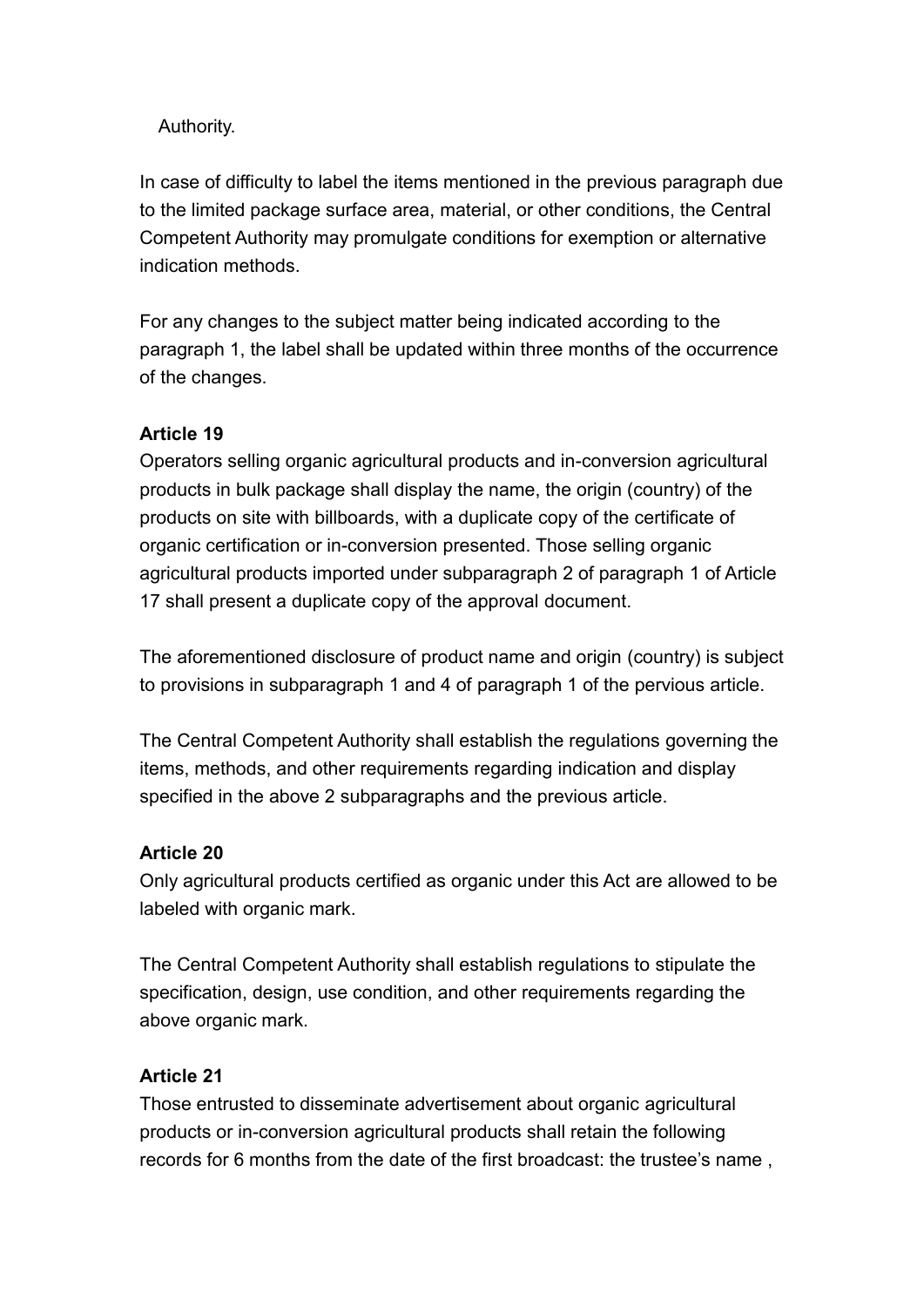Authority.

In case of difficulty to label the items mentioned in the previous paragraph due to the limited package surface area, material, or other conditions, the Central Competent Authority may promulgate conditions for exemption or alternative indication methods.

For any changes to the subject matter being indicated according to the paragraph 1, the label shall be updated within three months of the occurrence of the changes.

**Article 19**

Operators selling organic agricultural products and in-conversion agricultural products in bulk package shall display the name, the origin (country) of the products on site with billboards, with a duplicate copy of the certificate of organic certification or in-conversion presented. Those selling organic agricultural products imported under subparagraph 2 of paragraph 1 of Article 17 shall present a duplicate copy of the approval document.

The aforementioned disclosure of product name and origin (country) is subject to provisions in subparagraph 1 and 4 of paragraph 1 of the pervious article.

The Central Competent Authority shall establish the regulations governing the items, methods, and other requirements regarding indication and display specified in the above 2 subparagraphs and the previous article.

**Article 20**

Only agricultural products certified as organic under this Act are allowed to be labeled with organic mark.

The Central Competent Authority shall establish regulations to stipulate the specification, design, use condition, and other requirements regarding the above organic mark.

**Article 21**

Those entrusted to disseminate advertisement about organic agricultural products or in-conversion agricultural products shall retain the following records for 6 months from the date of the first broadcast: the trustee's name ,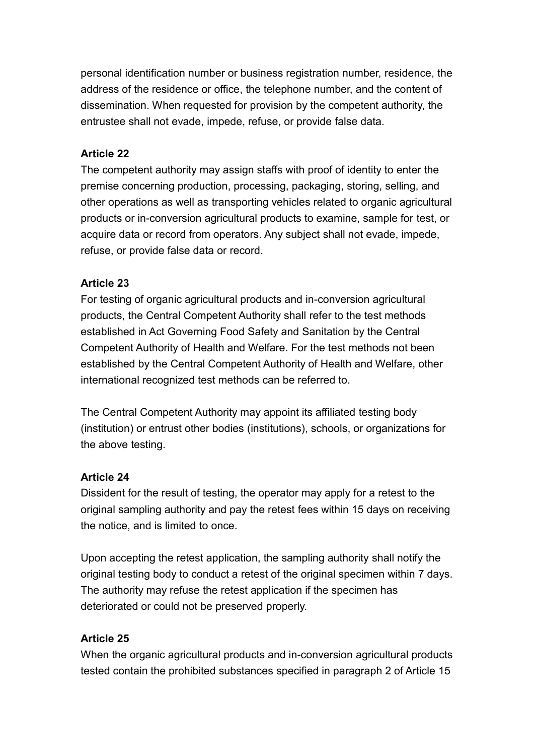personal identification number or business registration number, residence, the address of the residence or office, the telephone number, and the content of dissemination. When requested for provision by the competent authority, the entrustee shall not evade, impede, refuse, or provide false data.

**Article 22**

The competent authority may assign staffs with proof of identity to enter the premise concerning production, processing, packaging, storing, selling, and other operations as well as transporting vehicles related to organic agricultural products or in-conversion agricultural products to examine, sample for test, or acquire data or record from operators. Any subject shall not evade, impede, refuse, or provide false data or record.

**Article 23**

For testing of organic agricultural products and in-conversion agricultural products, the Central Competent Authority shall refer to the test methods established in Act Governing Food Safety and Sanitation by the Central Competent Authority of Health and Welfare. For the test methods not been established by the Central Competent Authority of Health and Welfare, other international recognized test methods can be referred to.

The Central Competent Authority may appoint its affiliated testing body (institution) or entrust other bodies (institutions), schools, or organizations for the above testing.

**Article 24**

Dissident for the result of testing, the operator may apply for a retest to the original sampling authority and pay the retest fees within 15 days on receiving the notice, and is limited to once.

Upon accepting the retest application, the sampling authority shall notify the original testing body to conduct a retest of the original specimen within 7 days. The authority may refuse the retest application if the specimen has deteriorated or could not be preserved properly.

**Article 25**

When the organic agricultural products and in-conversion agricultural products tested contain the prohibited substances specified in paragraph 2 of Article 15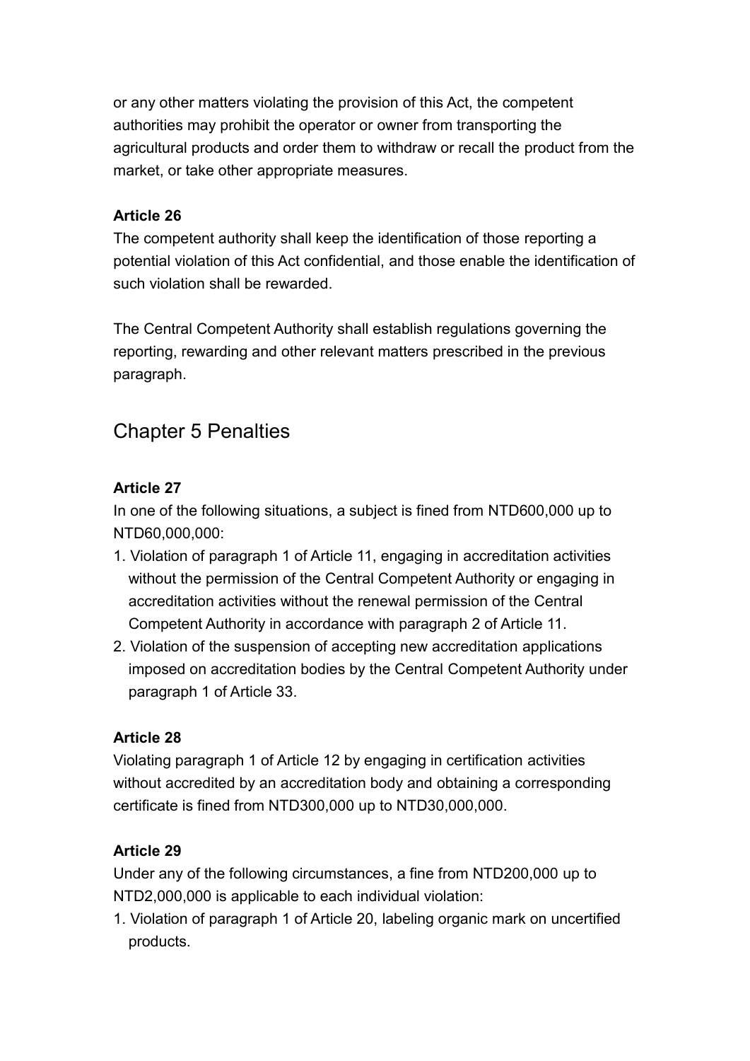or any other matters violating the provision of this Act, the competent authorities may prohibit the operator or owner from transporting the agricultural products and order them to withdraw or recall the product from the market, or take other appropriate measures.

**Article 26**

The competent authority shall keep the identification of those reporting a potential violation of this Act confidential, and those enable the identification of such violation shall be rewarded.

The Central Competent Authority shall establish regulations governing the reporting, rewarding and other relevant matters prescribed in the previous paragraph.

## Chapter 5 Penalties

**Article 27**

In one of the following situations, a subject is fined from NTD600,000 up to NTD60,000,000:

1. Violation of paragraph 1 of Article 11, engaging in accreditation activities without the permission of the Central Competent Authority or engaging in accreditation activities without the renewal permission of the Central Competent Authority in accordance with paragraph 2 of Article 11.
2. Violation of the suspension of accepting new accreditation applications imposed on accreditation bodies by the Central Competent Authority under paragraph 1 of Article 33.

**Article 28**

Violating paragraph 1 of Article 12 by engaging in certification activities without accredited by an accreditation body and obtaining a corresponding certificate is fined from NTD300,000 up to NTD30,000,000.

**Article 29**

Under any of the following circumstances, a fine from NTD200,000 up to NTD2,000,000 is applicable to each individual violation:

1. Violation of paragraph 1 of Article 20, labeling organic mark on uncertified products.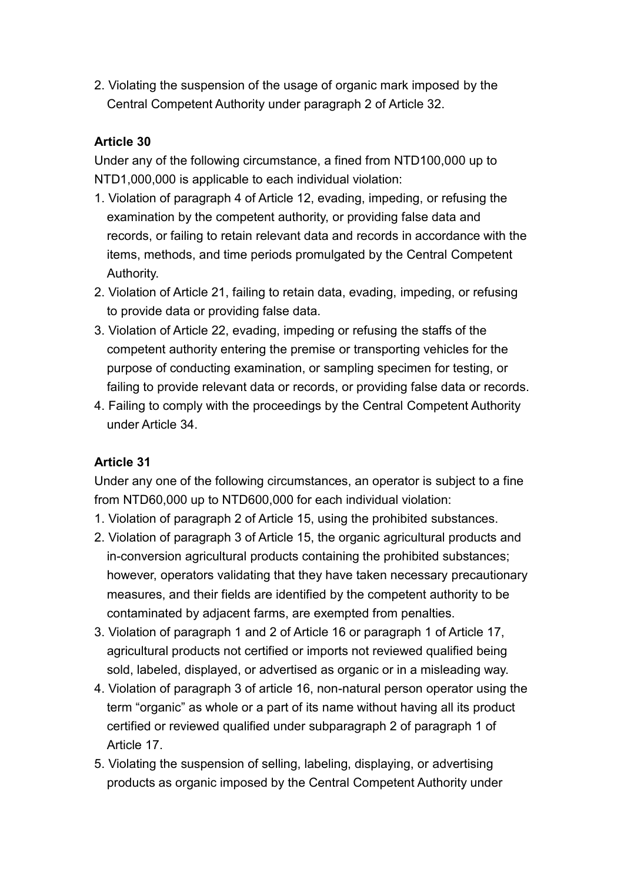2. Violating the suspension of the usage of organic mark imposed by the Central Competent Authority under paragraph 2 of Article 32.

**Article 30**

Under any of the following circumstance, a fined from NTD100,000 up to NTD1,000,000 is applicable to each individual violation:

1. Violation of paragraph 4 of Article 12, evading, impeding, or refusing the examination by the competent authority, or providing false data and records, or failing to retain relevant data and records in accordance with the items, methods, and time periods promulgated by the Central Competent Authority.
2. Violation of Article 21, failing to retain data, evading, impeding, or refusing to provide data or providing false data.
3. Violation of Article 22, evading, impeding or refusing the staffs of the competent authority entering the premise or transporting vehicles for the purpose of conducting examination, or sampling specimen for testing, or failing to provide relevant data or records, or providing false data or records.
4. Failing to comply with the proceedings by the Central Competent Authority under Article 34.

**Article 31**

Under any one of the following circumstances, an operator is subject to a fine from NTD60,000 up to NTD600,000 for each individual violation:

1. Violation of paragraph 2 of Article 15, using the prohibited substances.
2. Violation of paragraph 3 of Article 15, the organic agricultural products and in-conversion agricultural products containing the prohibited substances; however, operators validating that they have taken necessary precautionary measures, and their fields are identified by the competent authority to be contaminated by adjacent farms, are exempted from penalties.
3. Violation of paragraph 1 and 2 of Article 16 or paragraph 1 of Article 17, agricultural products not certified or imports not reviewed qualified being sold, labeled, displayed, or advertised as organic or in a misleading way.
4. Violation of paragraph 3 of article 16, non-natural person operator using the term “organic” as whole or a part of its name without having all its product certified or reviewed qualified under subparagraph 2 of paragraph 1 of Article 17.
5. Violating the suspension of selling, labeling, displaying, or advertising products as organic imposed by the Central Competent Authority under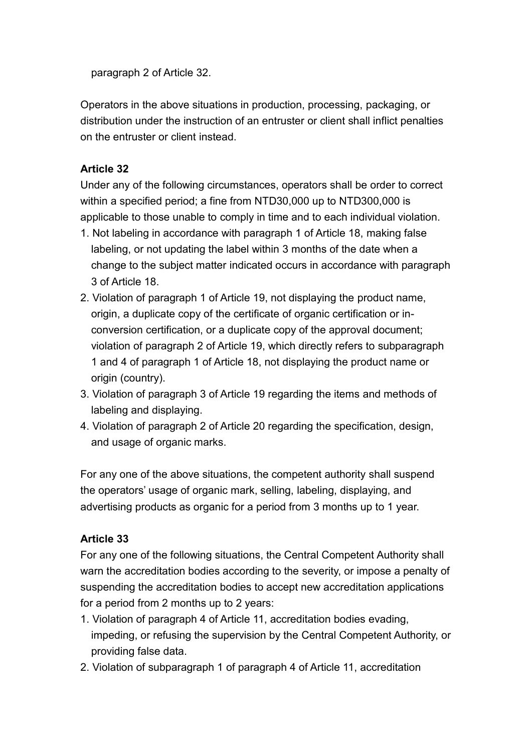paragraph 2 of Article 32.

Operators in the above situations in production, processing, packaging, or distribution under the instruction of an entruster or client shall inflict penalties on the entruster or client instead.

**Article 32**

Under any of the following circumstances, operators shall be order to correct within a specified period; a fine from NTD30,000 up to NTD300,000 is applicable to those unable to comply in time and to each individual violation.

1. Not labeling in accordance with paragraph 1 of Article 18, making false labeling, or not updating the label within 3 months of the date when a change to the subject matter indicated occurs in accordance with paragraph 3 of Article 18.
2. Violation of paragraph 1 of Article 19, not displaying the product name, origin, a duplicate copy of the certificate of organic certification or in-conversion certification, or a duplicate copy of the approval document; violation of paragraph 2 of Article 19, which directly refers to subparagraph 1 and 4 of paragraph 1 of Article 18, not displaying the product name or origin (country).
3. Violation of paragraph 3 of Article 19 regarding the items and methods of labeling and displaying.
4. Violation of paragraph 2 of Article 20 regarding the specification, design, and usage of organic marks.

For any one of the above situations, the competent authority shall suspend the operators' usage of organic mark, selling, labeling, displaying, and advertising products as organic for a period from 3 months up to 1 year.

**Article 33**

For any one of the following situations, the Central Competent Authority shall warn the accreditation bodies according to the severity, or impose a penalty of suspending the accreditation bodies to accept new accreditation applications for a period from 2 months up to 2 years:

1. Violation of paragraph 4 of Article 11, accreditation bodies evading, impeding, or refusing the supervision by the Central Competent Authority, or providing false data.
2. Violation of subparagraph 1 of paragraph 4 of Article 11, accreditation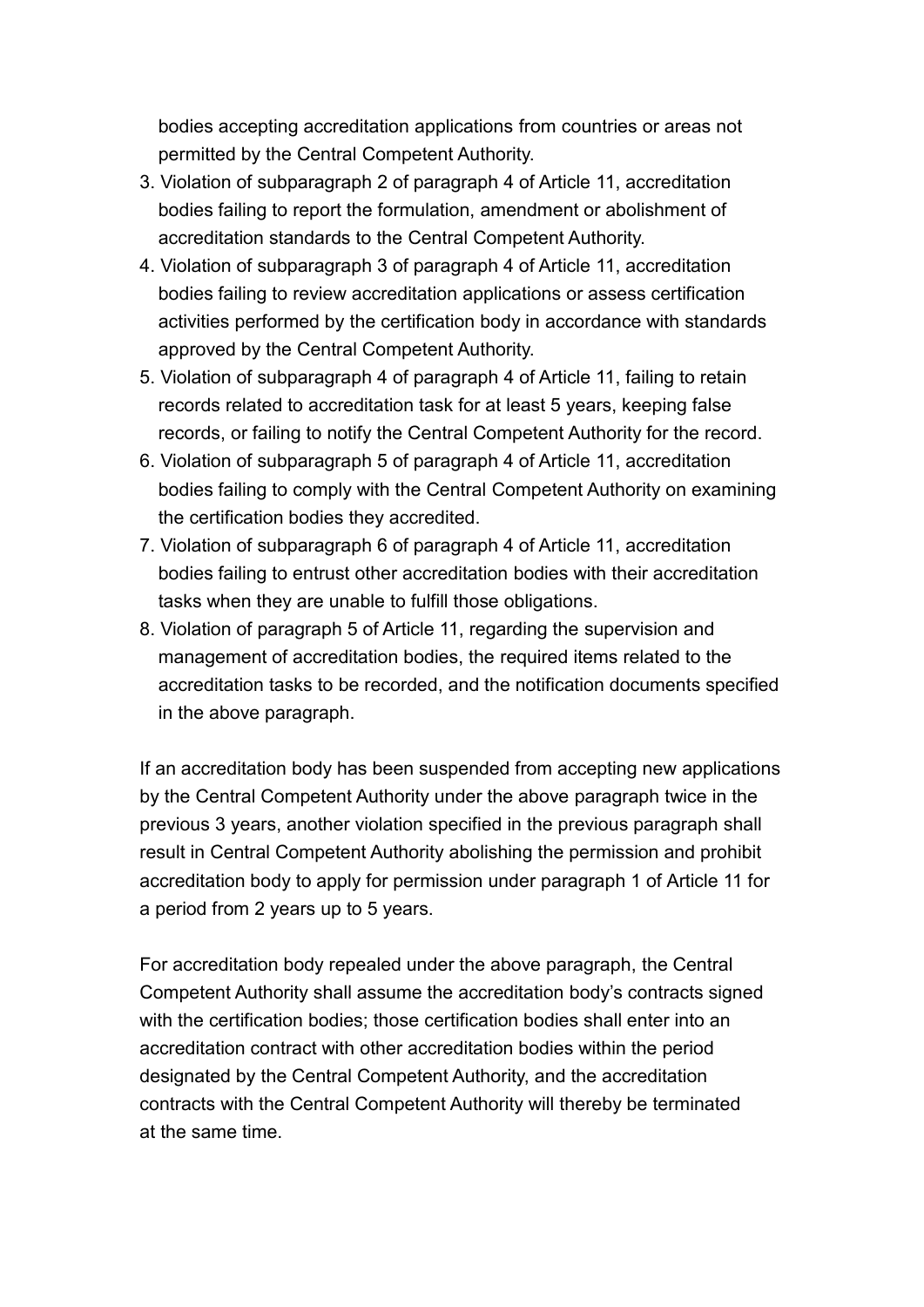bodies accepting accreditation applications from countries or areas not permitted by the Central Competent Authority.

3. Violation of subparagraph 2 of paragraph 4 of Article 11, accreditation bodies failing to report the formulation, amendment or abolishment of accreditation standards to the Central Competent Authority.
4. Violation of subparagraph 3 of paragraph 4 of Article 11, accreditation bodies failing to review accreditation applications or assess certification activities performed by the certification body in accordance with standards approved by the Central Competent Authority.
5. Violation of subparagraph 4 of paragraph 4 of Article 11, failing to retain records related to accreditation task for at least 5 years, keeping false records, or failing to notify the Central Competent Authority for the record.
6. Violation of subparagraph 5 of paragraph 4 of Article 11, accreditation bodies failing to comply with the Central Competent Authority on examining the certification bodies they accredited.
7. Violation of subparagraph 6 of paragraph 4 of Article 11, accreditation bodies failing to entrust other accreditation bodies with their accreditation tasks when they are unable to fulfill those obligations.
8. Violation of paragraph 5 of Article 11, regarding the supervision and management of accreditation bodies, the required items related to the accreditation tasks to be recorded, and the notification documents specified in the above paragraph.

If an accreditation body has been suspended from accepting new applications by the Central Competent Authority under the above paragraph twice in the previous 3 years, another violation specified in the previous paragraph shall result in Central Competent Authority abolishing the permission and prohibit accreditation body to apply for permission under paragraph 1 of Article 11 for a period from 2 years up to 5 years.

For accreditation body repealed under the above paragraph, the Central Competent Authority shall assume the accreditation body's contracts signed with the certification bodies; those certification bodies shall enter into an accreditation contract with other accreditation bodies within the period designated by the Central Competent Authority, and the accreditation contracts with the Central Competent Authority will thereby be terminated at the same time.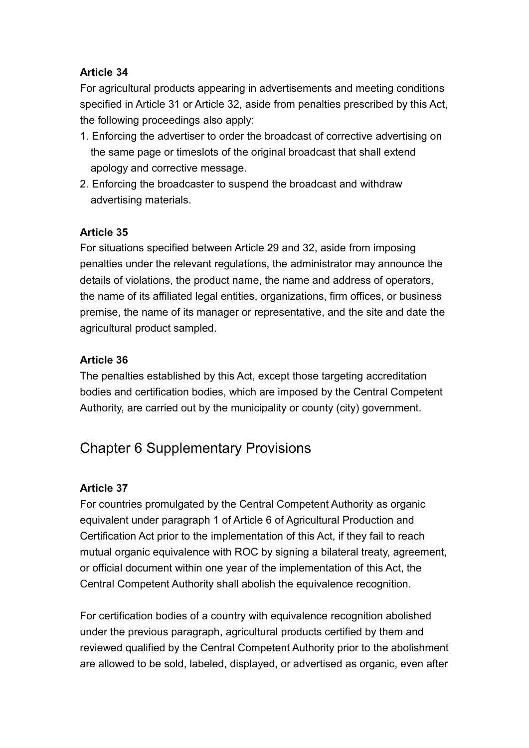**Article 34**

For agricultural products appearing in advertisements and meeting conditions specified in Article 31 or Article 32, aside from penalties prescribed by this Act, the following proceedings also apply:

1. Enforcing the advertiser to order the broadcast of corrective advertising on the same page or timeslots of the original broadcast that shall extend apology and corrective message.
2. Enforcing the broadcaster to suspend the broadcast and withdraw advertising materials.

**Article 35**

For situations specified between Article 29 and 32, aside from imposing penalties under the relevant regulations, the administrator may announce the details of violations, the product name, the name and address of operators, the name of its affiliated legal entities, organizations, firm offices, or business premise, the name of its manager or representative, and the site and date the agricultural product sampled.

**Article 36**

The penalties established by this Act, except those targeting accreditation bodies and certification bodies, which are imposed by the Central Competent Authority, are carried out by the municipality or county (city) government.

## Chapter 6 Supplementary Provisions

**Article 37**

For countries promulgated by the Central Competent Authority as organic equivalent under paragraph 1 of Article 6 of Agricultural Production and Certification Act prior to the implementation of this Act, if they fail to reach mutual organic equivalence with ROC by signing a bilateral treaty, agreement, or official document within one year of the implementation of this Act, the Central Competent Authority shall abolish the equivalence recognition.

For certification bodies of a country with equivalence recognition abolished under the previous paragraph, agricultural products certified by them and reviewed qualified by the Central Competent Authority prior to the abolishment are allowed to be sold, labeled, displayed, or advertised as organic, even after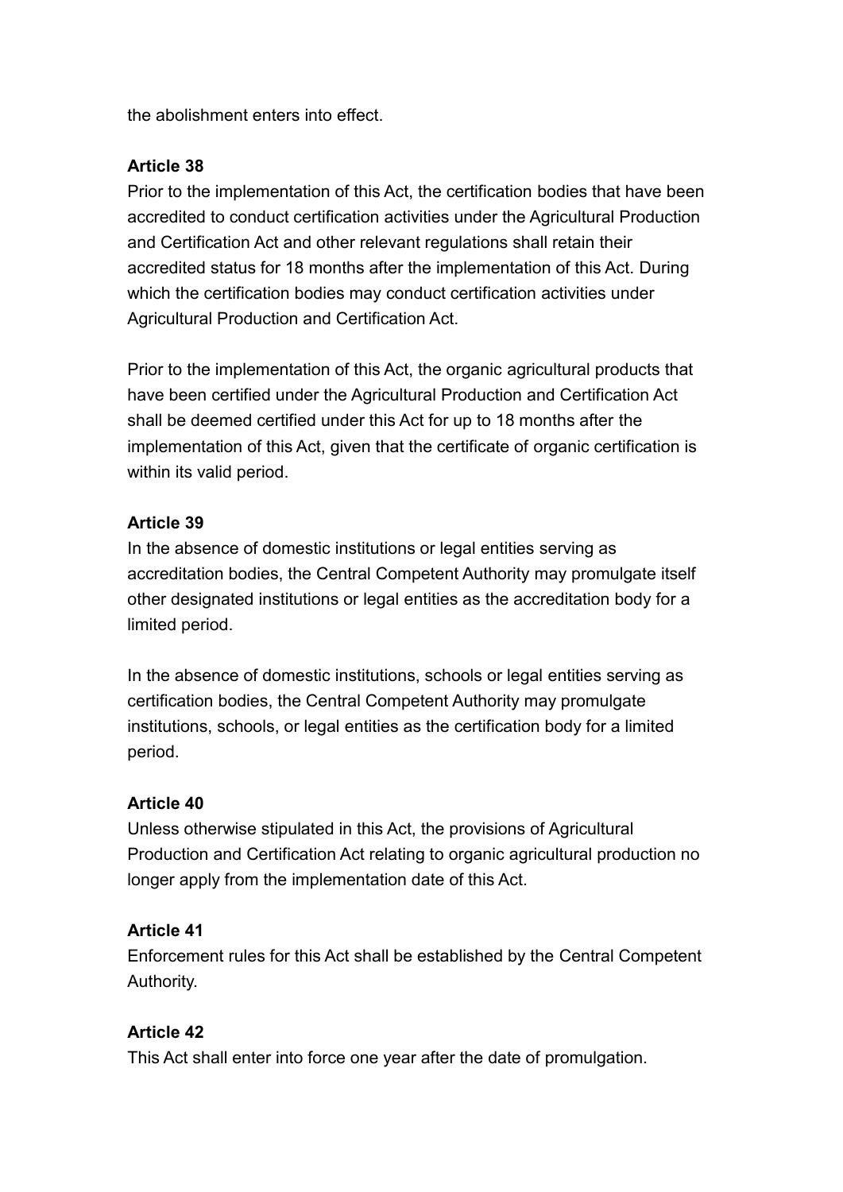the abolishment enters into effect.

**Article 38**

Prior to the implementation of this Act, the certification bodies that have been accredited to conduct certification activities under the Agricultural Production and Certification Act and other relevant regulations shall retain their accredited status for 18 months after the implementation of this Act. During which the certification bodies may conduct certification activities under Agricultural Production and Certification Act.

Prior to the implementation of this Act, the organic agricultural products that have been certified under the Agricultural Production and Certification Act shall be deemed certified under this Act for up to 18 months after the implementation of this Act, given that the certificate of organic certification is within its valid period.

**Article 39**

In the absence of domestic institutions or legal entities serving as accreditation bodies, the Central Competent Authority may promulgate itself other designated institutions or legal entities as the accreditation body for a limited period.

In the absence of domestic institutions, schools or legal entities serving as certification bodies, the Central Competent Authority may promulgate institutions, schools, or legal entities as the certification body for a limited period.

**Article 40**

Unless otherwise stipulated in this Act, the provisions of Agricultural Production and Certification Act relating to organic agricultural production no longer apply from the implementation date of this Act.

**Article 41**

Enforcement rules for this Act shall be established by the Central Competent Authority.

**Article 42**

This Act shall enter into force one year after the date of promulgation.